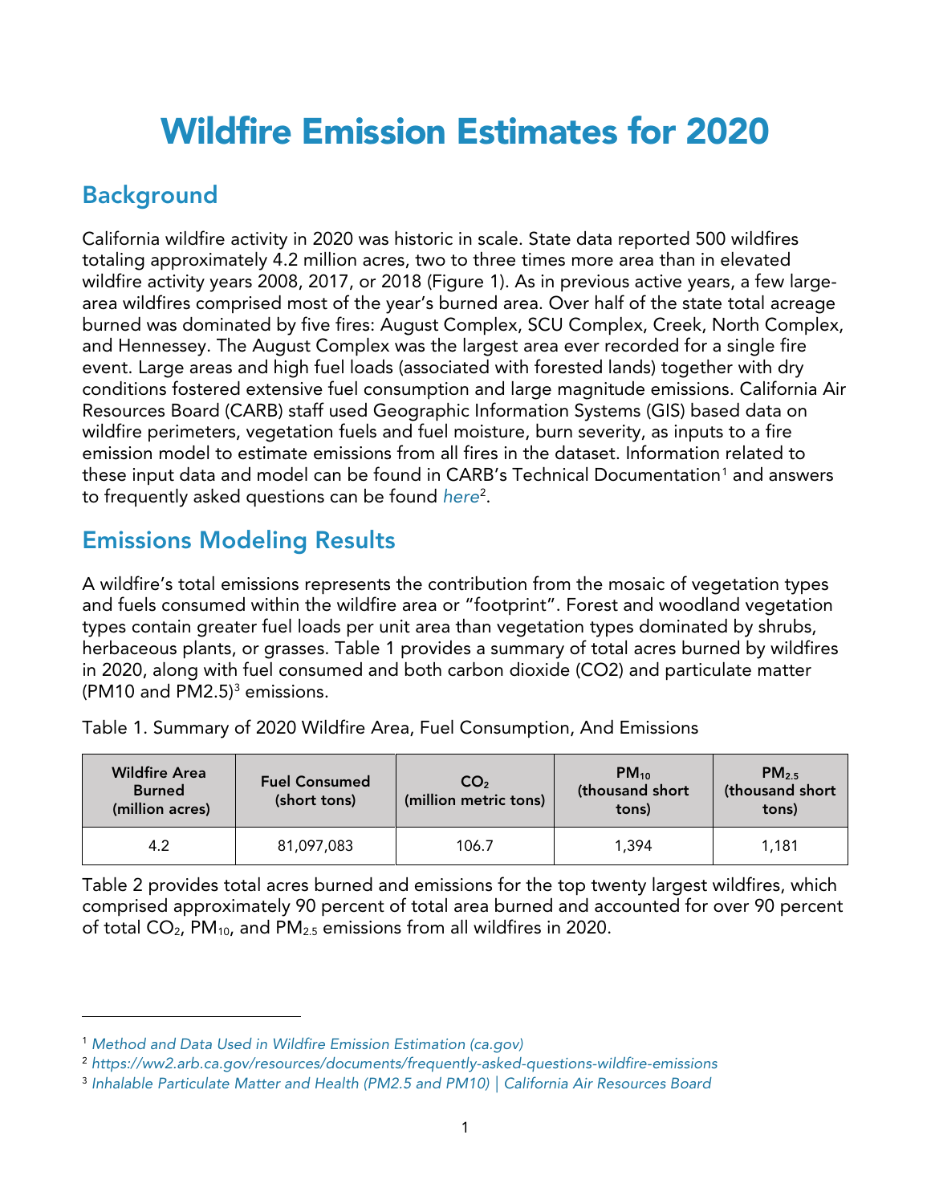# Wildfire Emission Estimates for 2020

## Background

California wildfire activity in 2020 was historic in scale. State data reported 500 wildfires totaling approximately 4.2 million acres, two to three times more area than in elevated wildfire activity years 2008, 2017, or 2018 (Figure 1). As in previous active years, a few large-area wildfires comprised most of the year's burned area. Over half of the state total acreage burned was dominated by five fires: August Complex, SCU Complex, Creek, North Complex, and Hennessey. The August Complex was the largest area ever recorded for a single fire event. Large areas and high fuel loads (associated with forested lands) together with dry conditions fostered extensive fuel consumption and large magnitude emissions. California Air Resources Board (CARB) staff used Geographic Information Systems (GIS) based data on wildfire perimeters, vegetation fuels and fuel moisture, burn severity, as inputs to a fire emission model to estimate emissions from all fires in the dataset. Information related to these input data and model can be found in CARB's Technical Documentation[1] and answers to frequently asked questions can be found *here*[2].

## Emissions Modeling Results

A wildfire's total emissions represents the contribution from the mosaic of vegetation types and fuels consumed within the wildfire area or "footprint". Forest and woodland vegetation types contain greater fuel loads per unit area than vegetation types dominated by shrubs, herbaceous plants, or grasses. Table 1 provides a summary of total acres burned by wildfires in 2020, along with fuel consumed and both carbon dioxide (CO2) and particulate matter (PM10 and PM2.5)[3] emissions.

Table 1. Summary of 2020 Wildfire Area, Fuel Consumption, And Emissions

| Wildfire Area Burned (million acres) | Fuel Consumed (short tons) | $CO_2$ (million metric tons) | $PM_{10}$ (thousand short tons) | $PM_{2.5}$ (thousand short tons) |
|---|---|---|---|---|
| 4.2 | 81,097,083 | 106.7 | 1,394 | 1,181 |

Table 2 provides total acres burned and emissions for the top twenty largest wildfires, which comprised approximately 90 percent of total area burned and accounted for over 90 percent of total $CO_2$, $PM_{10}$, and $PM_{2.5}$ emissions from all wildfires in 2020.

---

[1] *Method and Data Used in Wildfire Emission Estimation (ca.gov)*

[2] *https://ww2.arb.ca.gov/resources/documents/frequently-asked-questions-wildfire-emissions*

[3] *Inhalable Particulate Matter and Health (PM2.5 and PM10) | California Air Resources Board*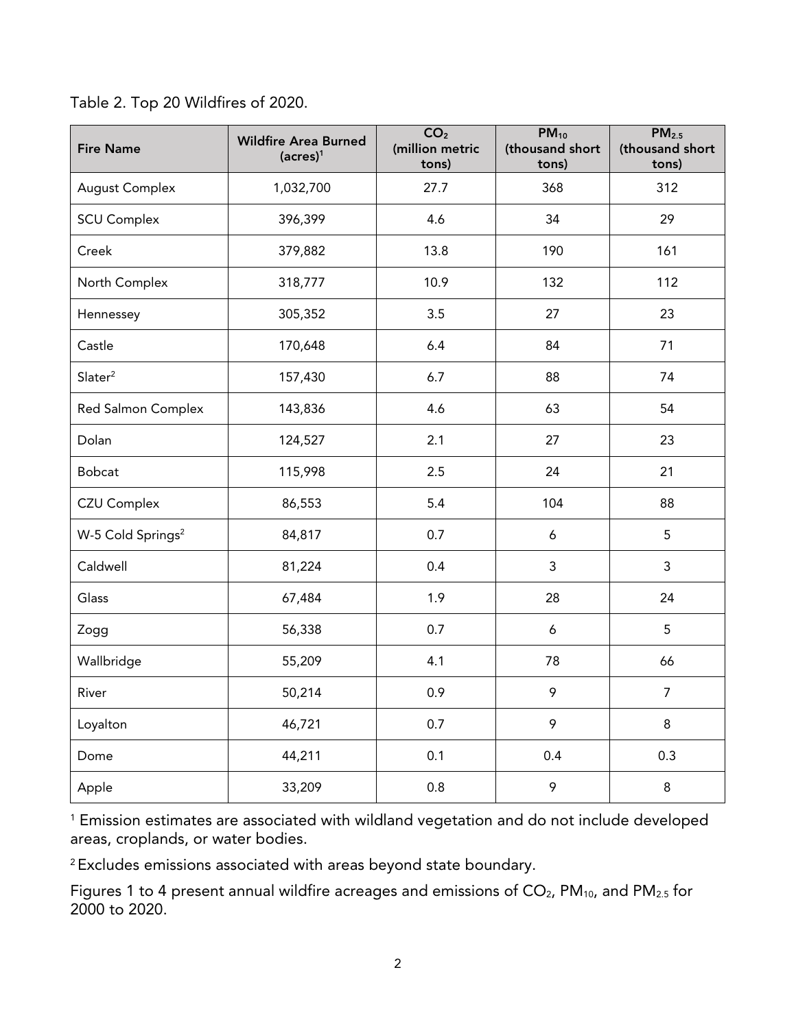Table 2. Top 20 Wildfires of 2020.

| Fire Name | Wildfire Area Burned (acres)[1] | $CO_2$ (million metric tons) | $PM_{10}$ (thousand short tons) | $PM_{2.5}$ (thousand short tons) |
|---|---|---|---|---|
| August Complex | 1,032,700 | 27.7 | 368 | 312 |
| SCU Complex | 396,399 | 4.6 | 34 | 29 |
| Creek | 379,882 | 13.8 | 190 | 161 |
| North Complex | 318,777 | 10.9 | 132 | 112 |
| Hennessey | 305,352 | 3.5 | 27 | 23 |
| Castle | 170,648 | 6.4 | 84 | 71 |
| Slater[2] | 157,430 | 6.7 | 88 | 74 |
| Red Salmon Complex | 143,836 | 4.6 | 63 | 54 |
| Dolan | 124,527 | 2.1 | 27 | 23 |
| Bobcat | 115,998 | 2.5 | 24 | 21 |
| CZU Complex | 86,553 | 5.4 | 104 | 88 |
| W-5 Cold Springs[2] | 84,817 | 0.7 | 6 | 5 |
| Caldwell | 81,224 | 0.4 | 3 | 3 |
| Glass | 67,484 | 1.9 | 28 | 24 |
| Zogg | 56,338 | 0.7 | 6 | 5 |
| Wallbridge | 55,209 | 4.1 | 78 | 66 |
| River | 50,214 | 0.9 | 9 | 7 |
| Loyalton | 46,721 | 0.7 | 9 | 8 |
| Dome | 44,211 | 0.1 | 0.4 | 0.3 |
| Apple | 33,209 | 0.8 | 9 | 8 |

[1] Emission estimates are associated with wildland vegetation and do not include developed areas, croplands, or water bodies.

[2] Excludes emissions associated with areas beyond state boundary.

Figures 1 to 4 present annual wildfire acreages and emissions of $CO_2$, $PM_{10}$, and $PM_{2.5}$ for 2000 to 2020.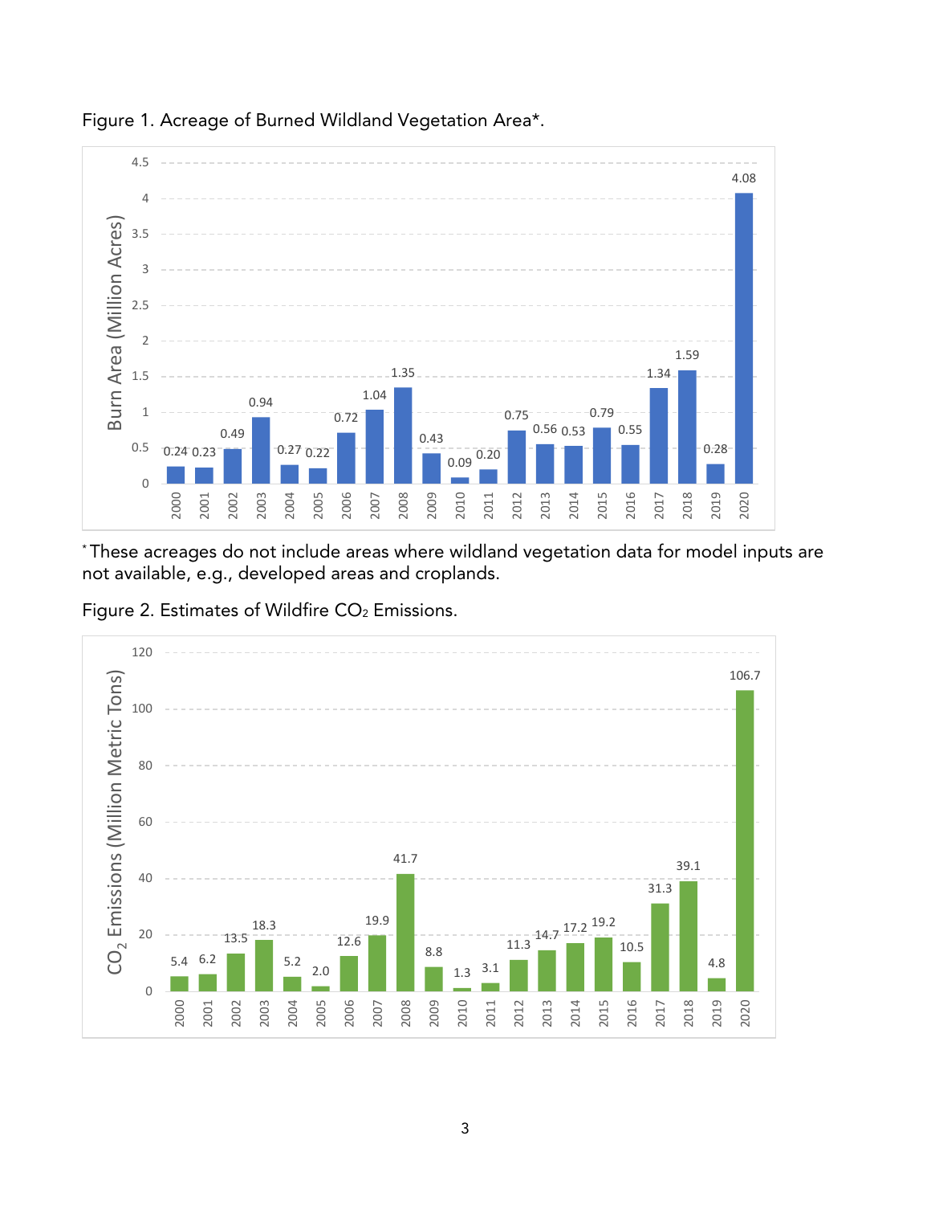Figure 1. Acreage of Burned Wildland Vegetation Area*.

| Year | Burn Area (Million Acres) |
|---|---|
| 2000 | 0.24 |
| 2001 | 0.23 |
| 2002 | 0.49 |
| 2003 | 0.94 |
| 2004 | 0.27 |
| 2005 | 0.22 |
| 2006 | 0.72 |
| 2007 | 1.04 |
| 2008 | 1.35 |
| 2009 | 0.43 |
| 2010 | 0.09 |
| 2011 | 0.20 |
| 2012 | 0.75 |
| 2013 | 0.56 |
| 2014 | 0.53 |
| 2015 | 0.79 |
| 2016 | 0.55 |
| 2017 | 1.34 |
| 2018 | 1.59 |
| 2019 | 0.28 |
| 2020 | 4.08 |

*These acreages do not include areas where wildland vegetation data for model inputs are not available, e.g., developed areas and croplands.

Figure 2. Estimates of Wildfire $CO_2$ Emissions.

| Year | $CO_2$ Emissions (Million Metric Tons) |
|---|---|
| 2000 | 5.4 |
| 2001 | 6.2 |
| 2002 | 13.5 |
| 2003 | 18.3 |
| 2004 | 5.2 |
| 2005 | 2.0 |
| 2006 | 12.6 |
| 2007 | 19.9 |
| 2008 | 41.7 |
| 2009 | 8.8 |
| 2010 | 1.3 |
| 2011 | 3.1 |
| 2012 | 11.3 |
| 2013 | 14.7 |
| 2014 | 17.2 |
| 2015 | 19.2 |
| 2016 | 10.5 |
| 2017 | 31.3 |
| 2018 | 39.1 |
| 2019 | 4.8 |
| 2020 | 106.7 |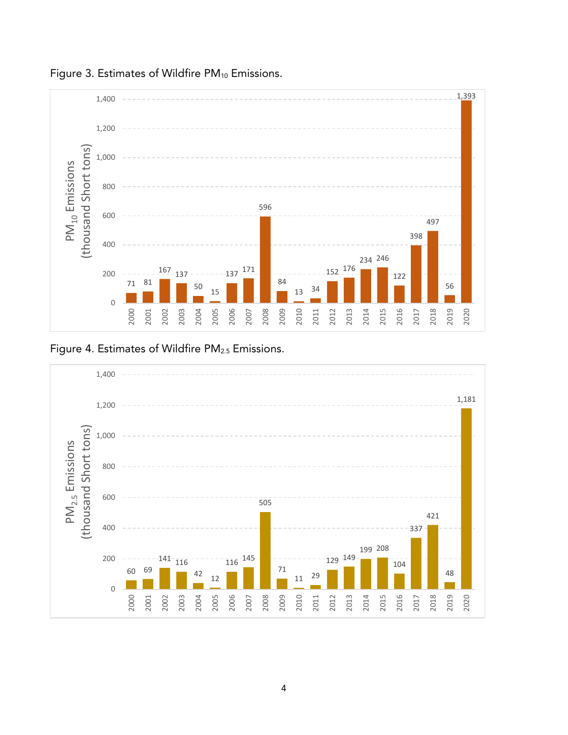Figure 3. Estimates of Wildfire $PM_{10}$ Emissions.

$PM_{10}$ Emissions (thousand Short tons)

1,400
1,200
1,000
800
600
400
200
0

2000 2001 2002 2003 2004 2005 2006 2007 2008 2009 2010 2011 2012 2013 2014 2015 2016 2017 2018 2019 2020

71 81 167 137 50 15 137 171 596 84 13 34 152 176 234 246 122 398 497 56 1,393

Figure 4. Estimates of Wildfire $PM_{2.5}$ Emissions.

$PM_{2.5}$ Emissions (thousand Short tons)

1,400
1,200
1,000
800
600
400
200
0

2000 2001 2002 2003 2004 2005 2006 2007 2008 2009 2010 2011 2012 2013 2014 2015 2016 2017 2018 2019 2020

60 69 141 116 42 12 116 145 505 71 11 29 129 149 199 208 104 337 421 48 1,181